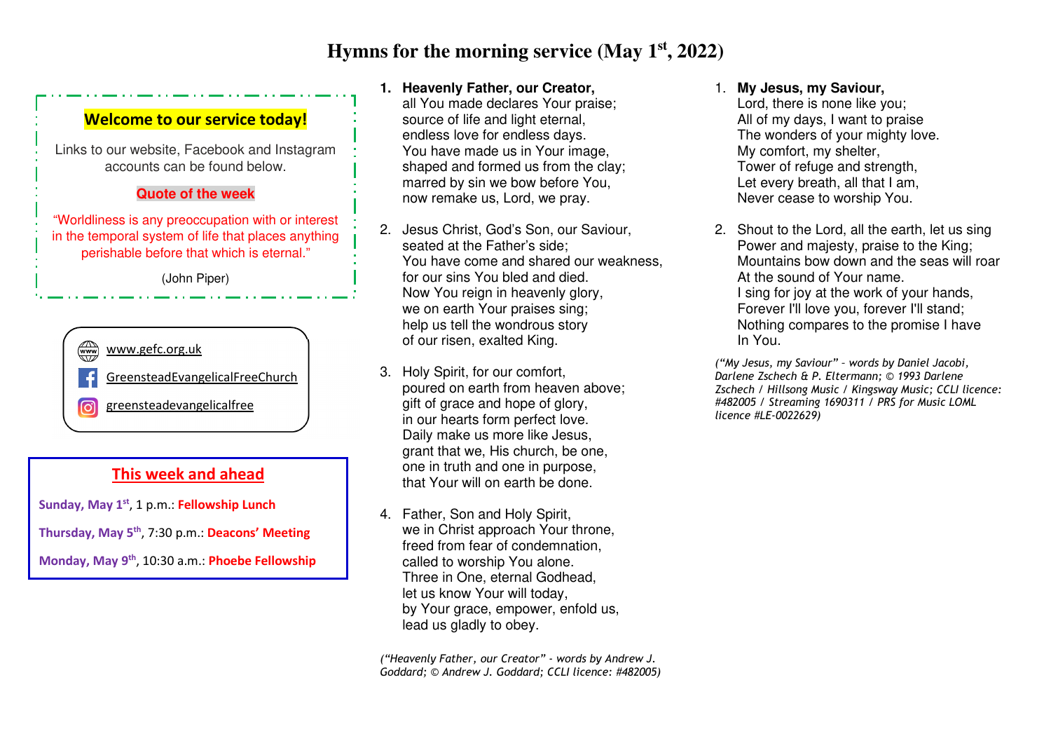# Hymns for the morning service (May 1st, 2022)

**Welcome to our service today!**

Links to our website, Facebook and Instagram accounts can be found below.

**Quote of the week**

"Worldliness is any preoccupation with or interest in the temporal system of life that places anything perishable before that which is eternal."

(John Piper)

www.gefc.org.uk

GreensteadEvangelicalFreeChurch

greensteadevangelicalfree

## This week and ahead

**Sunday, May 1st**, 1 p.m.: **Fellowship Lunch**

**Thursday, May 5th**, 7:30 p.m.: **Deacons' Meeting**

**Monday, May 9th**, 10:30 a.m.: **Phoebe Fellowship**

1. **Heavenly Father, our Creator,**
   all You made declares Your praise;
   source of life and light eternal,
   endless love for endless days.
   You have made us in Your image,
   shaped and formed us from the clay;
   marred by sin we bow before You,
   now remake us, Lord, we pray.

2. Jesus Christ, God's Son, our Saviour,
   seated at the Father's side;
   You have come and shared our weakness,
   for our sins You bled and died.
   Now You reign in heavenly glory,
   we on earth Your praises sing;
   help us tell the wondrous story
   of our risen, exalted King.

3. Holy Spirit, for our comfort,
   poured on earth from heaven above;
   gift of grace and hope of glory,
   in our hearts form perfect love.
   Daily make us more like Jesus,
   grant that we, His church, be one,
   one in truth and one in purpose,
   that Your will on earth be done.

4. Father, Son and Holy Spirit,
   we in Christ approach Your throne,
   freed from fear of condemnation,
   called to worship You alone.
   Three in One, eternal Godhead,
   let us know Your will today,
   by Your grace, empower, enfold us,
   lead us gladly to obey.

*("Heavenly Father, our Creator" - words by Andrew J. Goddard; © Andrew J. Goddard; CCLI licence: #482005)*

1. **My Jesus, my Saviour,**
   Lord, there is none like you;
   All of my days, I want to praise
   The wonders of your mighty love.
   My comfort, my shelter,
   Tower of refuge and strength,
   Let every breath, all that I am,
   Never cease to worship You.

2. Shout to the Lord, all the earth, let us sing
   Power and majesty, praise to the King;
   Mountains bow down and the seas will roar
   At the sound of Your name.
   I sing for joy at the work of your hands,
   Forever I'll love you, forever I'll stand;
   Nothing compares to the promise I have
   In You.

*("My Jesus, my Saviour" - words by Daniel Jacobi, Darlene Zschech & P. Eltermann; © 1993 Darlene Zschech / Hillsong Music / Kingsway Music; CCLI licence: #482005 / Streaming 1690311 / PRS for Music LOML licence #LE-0022629)*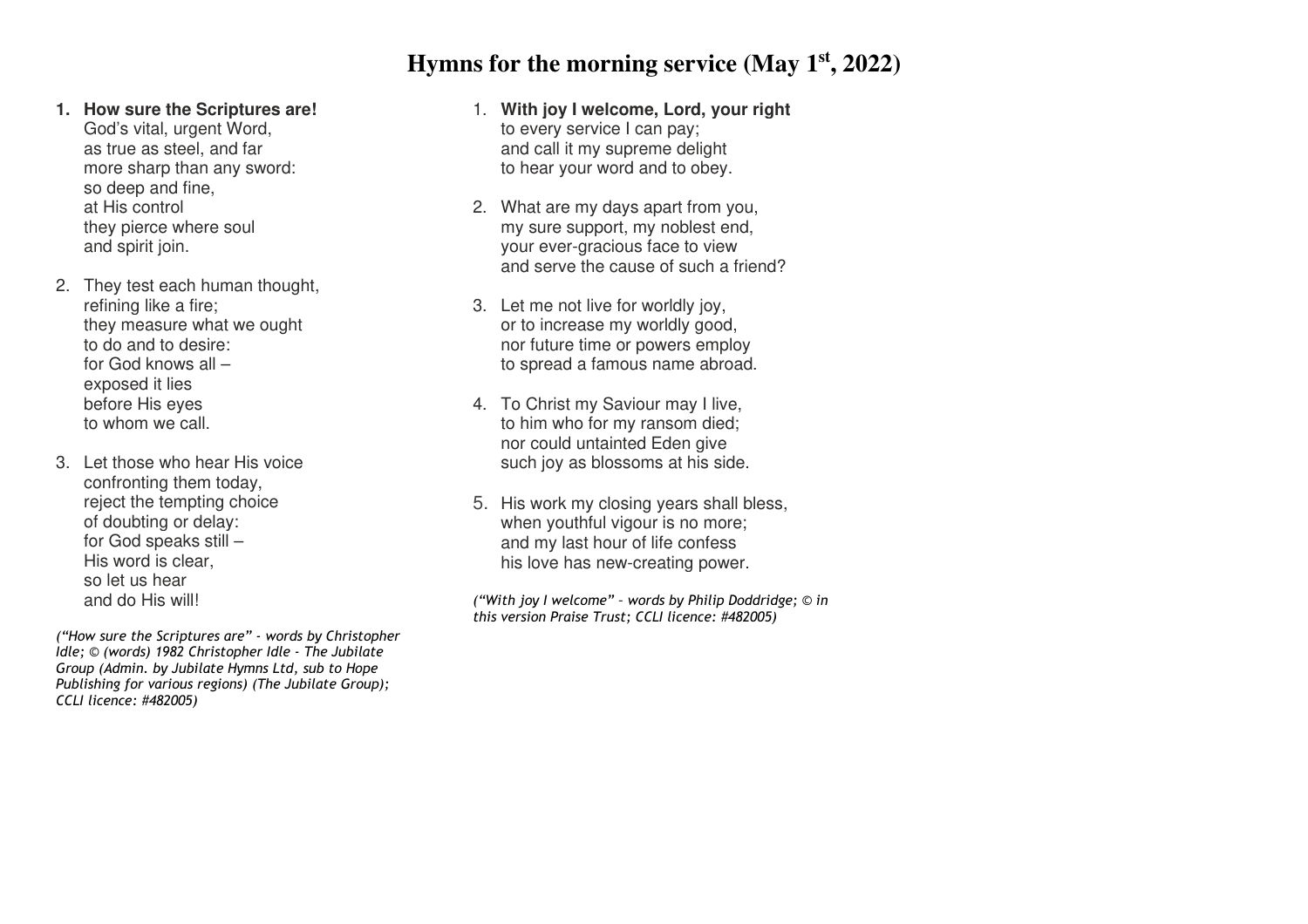# Hymns for the morning service (May 1st, 2022)

1. **How sure the Scriptures are!**
   God's vital, urgent Word,
   as true as steel, and far
   more sharp than any sword:
   so deep and fine,
   at His control
   they pierce where soul
   and spirit join.

2. They test each human thought,
   refining like a fire;
   they measure what we ought
   to do and to desire:
   for God knows all –
   exposed it lies
   before His eyes
   to whom we call.

3. Let those who hear His voice
   confronting them today,
   reject the tempting choice
   of doubting or delay:
   for God speaks still –
   His word is clear,
   so let us hear
   and do His will!

*("How sure the Scriptures are" - words by Christopher Idle; © (words) 1982 Christopher Idle - The Jubilate Group (Admin. by Jubilate Hymns Ltd, sub to Hope Publishing for various regions) (The Jubilate Group); CCLI licence: #482005)*

1. **With joy I welcome, Lord, your right**
   to every service I can pay;
   and call it my supreme delight
   to hear your word and to obey.

2. What are my days apart from you,
   my sure support, my noblest end,
   your ever-gracious face to view
   and serve the cause of such a friend?

3. Let me not live for worldly joy,
   or to increase my worldly good,
   nor future time or powers employ
   to spread a famous name abroad.

4. To Christ my Saviour may I live,
   to him who for my ransom died;
   nor could untainted Eden give
   such joy as blossoms at his side.

5. His work my closing years shall bless,
   when youthful vigour is no more;
   and my last hour of life confess
   his love has new-creating power.

*("With joy I welcome" – words by Philip Doddridge; © in this version Praise Trust; CCLI licence: #482005)*